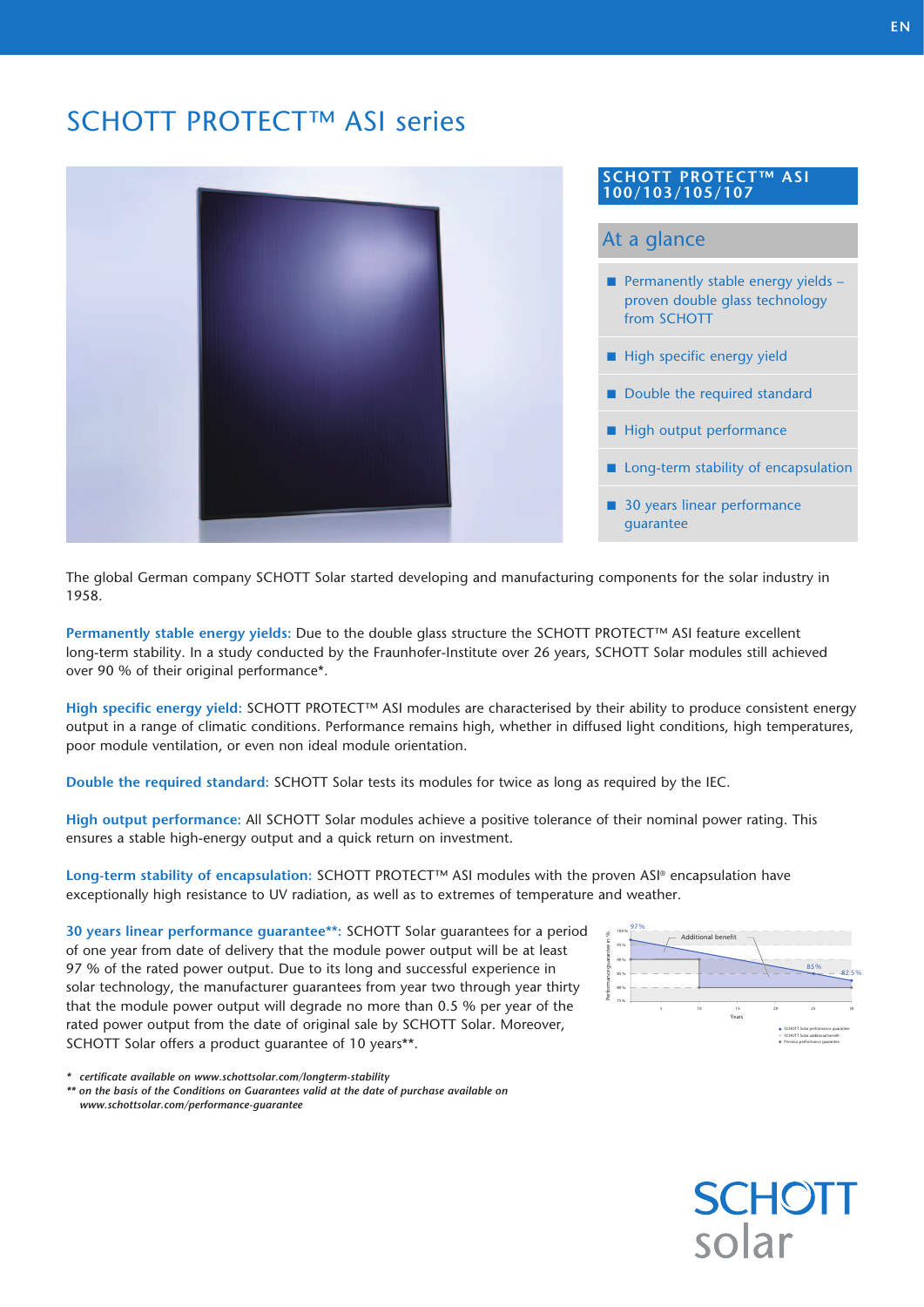# SCHOTT PROTECT™ ASI series

## SCHOTT PROTECT™ ASI 100/103/105/107

### At a glance

- Permanently stable energy yields – proven double glass technology from SCHOTT
- High specific energy yield
- Double the required standard
- High output performance
- Long-term stability of encapsulation
- 30 years linear performance guarantee

The global German company SCHOTT Solar started developing and manufacturing components for the solar industry in 1958.

**Permanently stable energy yields:** Due to the double glass structure the SCHOTT PROTECT™ ASI feature excellent long-term stability. In a study conducted by the Fraunhofer-Institute over 26 years, SCHOTT Solar modules still achieved over 90 % of their original performance*.

**High specific energy yield:** SCHOTT PROTECT™ ASI modules are characterised by their ability to produce consistent energy output in a range of climatic conditions. Performance remains high, whether in diffused light conditions, high temperatures, poor module ventilation, or even non ideal module orientation.

**Double the required standard:** SCHOTT Solar tests its modules for twice as long as required by the IEC.

**High output performance:** All SCHOTT Solar modules achieve a positive tolerance of their nominal power rating. This ensures a stable high-energy output and a quick return on investment.

**Long-term stability of encapsulation:** SCHOTT PROTECT™ ASI modules with the proven ASI® encapsulation have exceptionally high resistance to UV radiation, as well as to extremes of temperature and weather.

**30 years linear performance guarantee**\*\*: SCHOTT Solar guarantees for a period of one year from date of delivery that the module power output will be at least 97 % of the rated power output. Due to its long and successful experience in solar technology, the manufacturer guarantees from year two through year thirty that the module power output will degrade no more than 0.5 % per year of the rated power output from the date of original sale by SCHOTT Solar. Moreover, SCHOTT Solar offers a product guarantee of 10 years**.

*\* certificate available on www.schottsolar.com/longterm-stability*

*\*\* on the basis of the Conditions on Guarantees valid at the date of purchase available on www.schottsolar.com/performance-guarantee*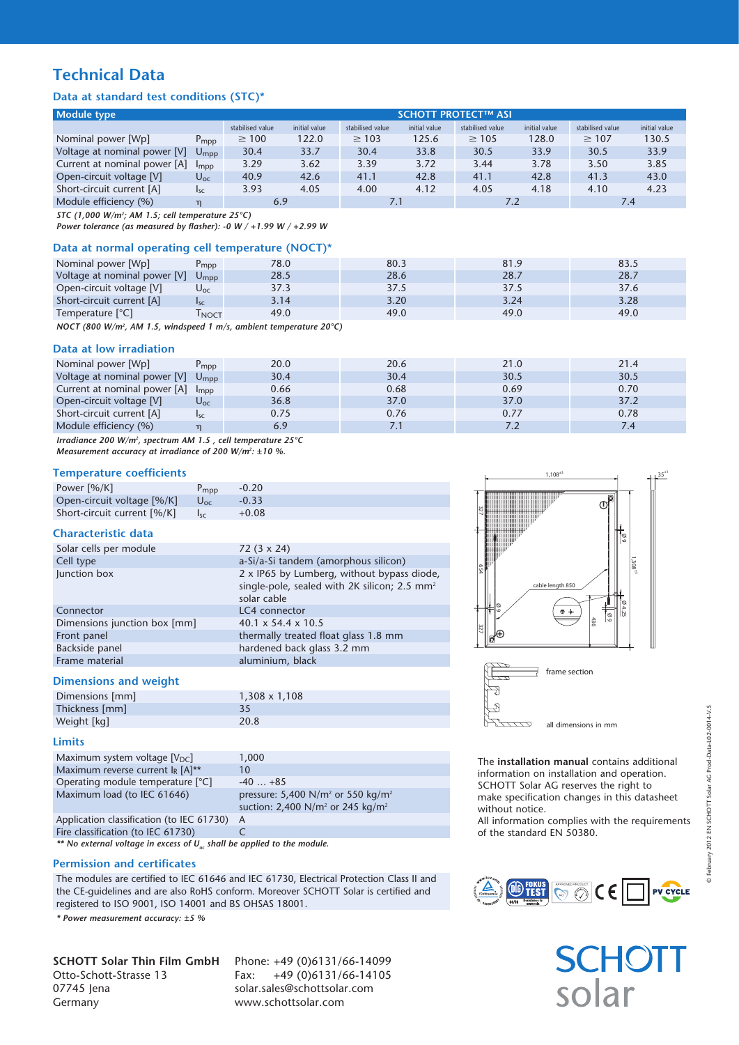# Technical Data

## Data at standard test conditions (STC)*

| Module type | | SCHOTT PROTECT™ ASI | | | | | | | |
|---|---|---|---|---|---|---|---|---|---|
| | | stabilised value | initial value | stabilised value | initial value | stabilised value | initial value | stabilised value | initial value |
| Nominal power [Wp] | $P_{mpp}$ | ≥ 100 | 122.0 | ≥ 103 | 125.6 | ≥ 105 | 128.0 | ≥ 107 | 130.5 |
| Voltage at nominal power [V] | $U_{mpp}$ | 30.4 | 33.7 | 30.4 | 33.8 | 30.5 | 33.9 | 30.5 | 33.9 |
| Current at nominal power [A] | $I_{mpp}$ | 3.29 | 3.62 | 3.39 | 3.72 | 3.44 | 3.78 | 3.50 | 3.85 |
| Open-circuit voltage [V] | $U_{oc}$ | 40.9 | 42.6 | 41.1 | 42.8 | 41.1 | 42.8 | 41.3 | 43.0 |
| Short-circuit current [A] | $I_{sc}$ | 3.93 | 4.05 | 4.00 | 4.12 | 4.05 | 4.18 | 4.10 | 4.23 |
| Module efficiency (%) | η | 6.9 | | 7.1 | | 7.2 | | 7.4 | |

*STC (1,000 W/m²; AM 1.5; cell temperature 25°C)*
*Power tolerance (as measured by flasher): -0 W / +1.99 W / +2.99 W*

## Data at normal operating cell temperature (NOCT)*

| | | | | | |
|---|---|---|---|---|---|
| Nominal power [Wp] | $P_{mpp}$ | 78.0 | 80.3 | 81.9 | 83.5 |
| Voltage at nominal power [V] | $U_{mpp}$ | 28.5 | 28.6 | 28.7 | 28.7 |
| Open-circuit voltage [V] | $U_{oc}$ | 37.3 | 37.5 | 37.5 | 37.6 |
| Short-circuit current [A] | $I_{sc}$ | 3.14 | 3.20 | 3.24 | 3.28 |
| Temperature [°C] | $T_{NOCT}$ | 49.0 | 49.0 | 49.0 | 49.0 |

*NOCT (800 W/m², AM 1.5, windspeed 1 m/s, ambient temperature 20°C)*

## Data at low irradiation

| | | | | | |
|---|---|---|---|---|---|
| Nominal power [Wp] | $P_{mpp}$ | 20.0 | 20.6 | 21.0 | 21.4 |
| Voltage at nominal power [V] | $U_{mpp}$ | 30.4 | 30.4 | 30.5 | 30.5 |
| Current at nominal power [A] | $I_{mpp}$ | 0.66 | 0.68 | 0.69 | 0.70 |
| Open-circuit voltage [V] | $U_{oc}$ | 36.8 | 37.0 | 37.0 | 37.2 |
| Short-circuit current [A] | $I_{sc}$ | 0.75 | 0.76 | 0.77 | 0.78 |
| Module efficiency (%) | η | 6.9 | 7.1 | 7.2 | 7.4 |

*Irradiance 200 W/m², spectrum AM 1.5 , cell temperature 25°C*
*Measurement accuracy at irradiance of 200 W/m²: ±10 %.*

## Temperature coefficients

| | | |
|---|---|---|
| Power [%/K] | $P_{mpp}$ | -0.20 |
| Open-circuit voltage [%/K] | $U_{oc}$ | -0.33 |
| Short-circuit current [%/K] | $I_{sc}$ | +0.08 |

## Characteristic data

| | |
|---|---|
| Solar cells per module | 72 (3 x 24) |
| Cell type | a-Si/a-Si tandem (amorphous silicon) |
| Junction box | 2 x IP65 by Lumberg, without bypass diode, single-pole, sealed with 2K silicon; 2.5 mm² solar cable |
| Connector | LC4 connector |
| Dimensions junction box [mm] | 40.1 x 54.4 x 10.5 |
| Front panel | thermally treated float glass 1.8 mm |
| Backside panel | hardened back glass 3.2 mm |
| Frame material | aluminium, black |

## Dimensions and weight

| | |
|---|---|
| Dimensions [mm] | 1,308 x 1,108 |
| Thickness [mm] | 35 |
| Weight [kg] | 20.8 |

## Limits

| | |
|---|---|
| Maximum system voltage [$V_{DC}$] | 1,000 |
| Maximum reverse current $I_R$ [A]** | 10 |
| Operating module temperature [°C] | -40 … +85 |
| Maximum load (to IEC 61646) | pressure: 5,400 N/m² or 550 kg/m² suction: 2,400 N/m² or 245 kg/m² |
| Application classification (to IEC 61730) | A |
| Fire classification (to IEC 61730) | C |

*\*\* No external voltage in excess of $U_{oc}$ shall be applied to the module.*

## Permission and certificates

The modules are certified to IEC 61646 and IEC 61730, Electrical Protection Class II and the CE-guidelines and are also RoHS conform. Moreover SCHOTT Solar is certified and registered to ISO 9001, ISO 14001 and BS OHSAS 18001.

*\* Power measurement accuracy: ±5 %*

1,108±3
35±1
1,308±3
327
654
327
cable length 850
Ø 9
Ø 4.25
436
frame section
all dimensions in mm

The **installation manual** contains additional information on installation and operation. SCHOTT Solar AG reserves the right to make specification changes in this datasheet without notice.
All information complies with the requirements of the standard EN 50380.

© February 2012 EN SCHOTT Solar AG Prod-Data-L02-0014-V.5

**SCHOTT Solar Thin Film GmbH**
Otto-Schott-Strasse 13
07745 Jena
Germany

Phone: +49 (0)6131/66-14099
Fax: +49 (0)6131/66-14105
solar.sales@schottsolar.com
www.schottsolar.com

SCHOTT solar